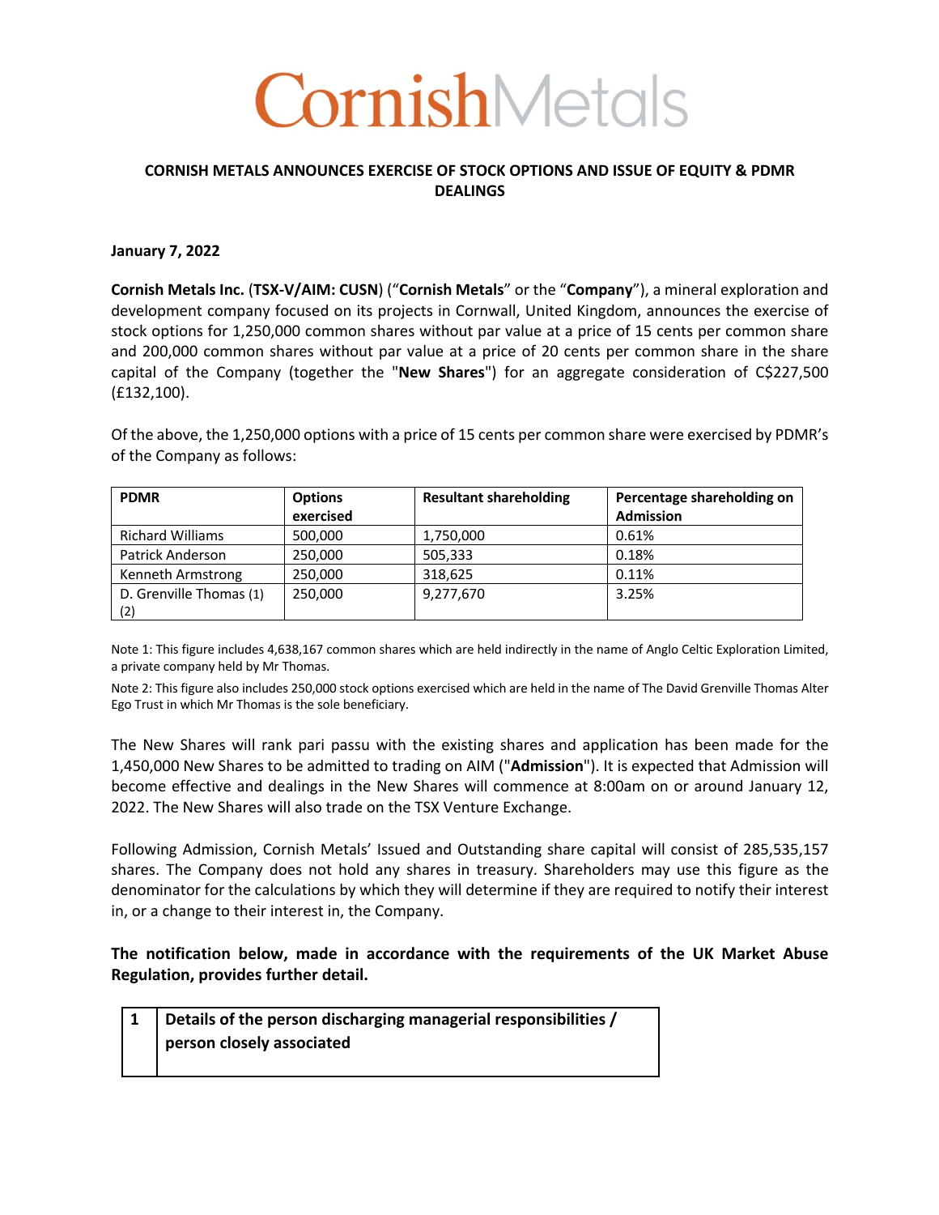# CornishMetals

**CORNISH METALS ANNOUNCES EXERCISE OF STOCK OPTIONS AND ISSUE OF EQUITY & PDMR DEALINGS**

**January 7, 2022**

**Cornish Metals Inc.** (**TSX-V/AIM: CUSN**) ("**Cornish Metals**" or the "**Company**"), a mineral exploration and development company focused on its projects in Cornwall, United Kingdom, announces the exercise of stock options for 1,250,000 common shares without par value at a price of 15 cents per common share and 200,000 common shares without par value at a price of 20 cents per common share in the share capital of the Company (together the "**New Shares**") for an aggregate consideration of C$227,500 (£132,100).

Of the above, the 1,250,000 options with a price of 15 cents per common share were exercised by PDMR's of the Company as follows:

| **PDMR** | **Options exercised** | **Resultant shareholding** | **Percentage shareholding on Admission** |
|---|---|---|---|
| Richard Williams | 500,000 | 1,750,000 | 0.61% |
| Patrick Anderson | 250,000 | 505,333 | 0.18% |
| Kenneth Armstrong | 250,000 | 318,625 | 0.11% |
| D. Grenville Thomas (1) (2) | 250,000 | 9,277,670 | 3.25% |

Note 1: This figure includes 4,638,167 common shares which are held indirectly in the name of Anglo Celtic Exploration Limited, a private company held by Mr Thomas.

Note 2: This figure also includes 250,000 stock options exercised which are held in the name of The David Grenville Thomas Alter Ego Trust in which Mr Thomas is the sole beneficiary.

The New Shares will rank pari passu with the existing shares and application has been made for the 1,450,000 New Shares to be admitted to trading on AIM ("**Admission**"). It is expected that Admission will become effective and dealings in the New Shares will commence at 8:00am on or around January 12, 2022. The New Shares will also trade on the TSX Venture Exchange.

Following Admission, Cornish Metals' Issued and Outstanding share capital will consist of 285,535,157 shares. The Company does not hold any shares in treasury. Shareholders may use this figure as the denominator for the calculations by which they will determine if they are required to notify their interest in, or a change to their interest in, the Company.

**The notification below, made in accordance with the requirements of the UK Market Abuse Regulation, provides further detail.**

| 1 | **Details of the person discharging managerial responsibilities / person closely associated** |
|---|---|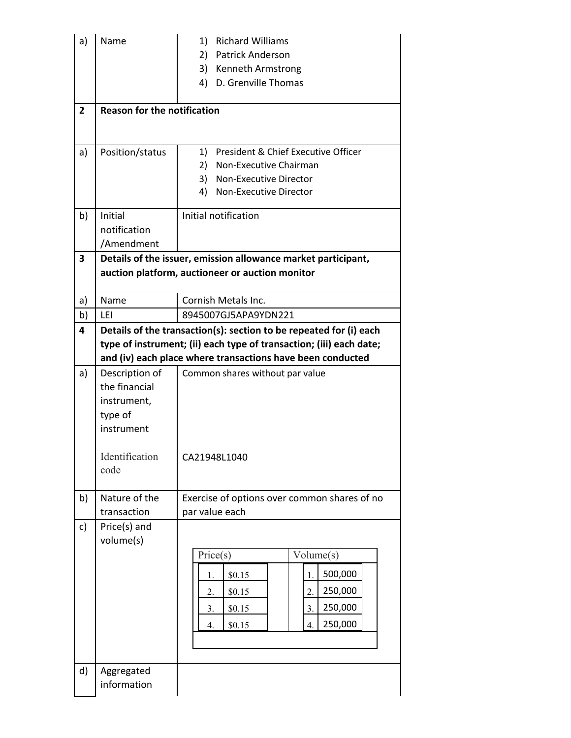| | | |
|---|---|---|
| a) | Name | 1) Richard Williams<br>2) Patrick Anderson<br>3) Kenneth Armstrong<br>4) D. Grenville Thomas |
| **2** | **Reason for the notification** | |
| a) | Position/status | 1) President & Chief Executive Officer<br>2) Non-Executive Chairman<br>3) Non-Executive Director<br>4) Non-Executive Director |
| b) | Initial notification /Amendment | Initial notification |
| **3** | **Details of the issuer, emission allowance market participant, auction platform, auctioneer or auction monitor** | |
| a) | Name | Cornish Metals Inc. |
| b) | LEI | 8945007GJ5APA9YDN221 |
| **4** | **Details of the transaction(s): section to be repeated for (i) each type of instrument; (ii) each type of transaction; (iii) each date; and (iv) each place where transactions have been conducted** | |
| a) | Description of the financial instrument, type of instrument<br><br>Identification code | Common shares without par value<br><br>CA21948L1040 |
| b) | Nature of the transaction | Exercise of options over common shares of no par value each |
| c) | Price(s) and volume(s) | See table below |
| d) | Aggregated information | |

| | Price(s) | | Volume(s) |
|---|---|---|---|
| 1. | $0.15 | 1. | 500,000 |
| 2. | $0.15 | 2. | 250,000 |
| 3. | $0.15 | 3. | 250,000 |
| 4. | $0.15 | 4. | 250,000 |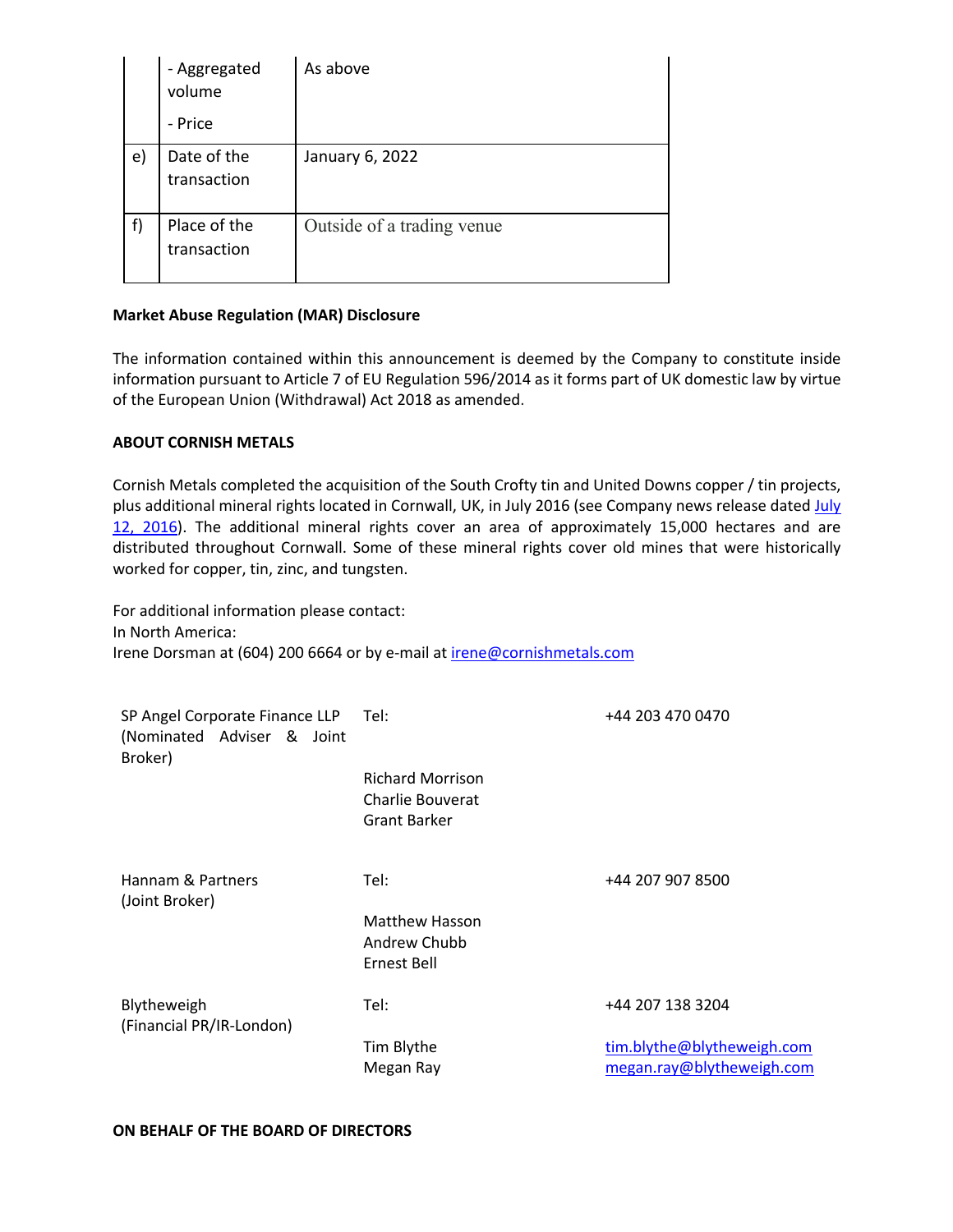| | | |
|---|---|---|
| | - Aggregated volume<br>- Price | As above |
| e) | Date of the transaction | January 6, 2022 |
| f) | Place of the transaction | Outside of a trading venue |

**Market Abuse Regulation (MAR) Disclosure**

The information contained within this announcement is deemed by the Company to constitute inside information pursuant to Article 7 of EU Regulation 596/2014 as it forms part of UK domestic law by virtue of the European Union (Withdrawal) Act 2018 as amended.

**ABOUT CORNISH METALS**

Cornish Metals completed the acquisition of the South Crofty tin and United Downs copper / tin projects, plus additional mineral rights located in Cornwall, UK, in July 2016 (see Company news release dated July 12, 2016). The additional mineral rights cover an area of approximately 15,000 hectares and are distributed throughout Cornwall. Some of these mineral rights cover old mines that were historically worked for copper, tin, zinc, and tungsten.

For additional information please contact:
In North America:
Irene Dorsman at (604) 200 6664 or by e-mail at irene@cornishmetals.com

| | | |
|---|---|---|
| SP Angel Corporate Finance LLP (Nominated Adviser & Joint Broker) | Tel:<br>Richard Morrison<br>Charlie Bouverat<br>Grant Barker | +44 203 470 0470 |
| Hannam & Partners (Joint Broker) | Tel:<br>Matthew Hasson<br>Andrew Chubb<br>Ernest Bell | +44 207 907 8500 |
| Blytheweigh (Financial PR/IR-London) | Tel:<br>Tim Blythe<br>Megan Ray | +44 207 138 3204<br>tim.blythe@blytheweigh.com<br>megan.ray@blytheweigh.com |

**ON BEHALF OF THE BOARD OF DIRECTORS**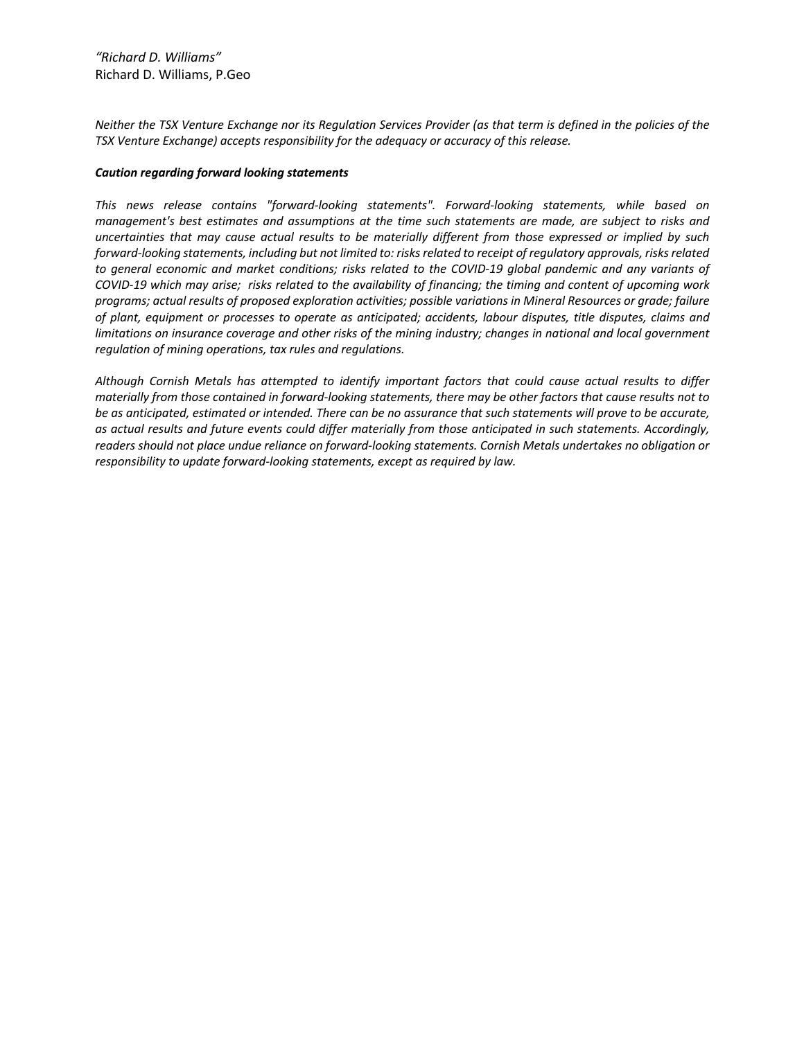*“Richard D. Williams”*
Richard D. Williams, P.Geo

*Neither the TSX Venture Exchange nor its Regulation Services Provider (as that term is defined in the policies of the TSX Venture Exchange) accepts responsibility for the adequacy or accuracy of this release.*

***Caution regarding forward looking statements***

*This news release contains "forward-looking statements". Forward-looking statements, while based on management's best estimates and assumptions at the time such statements are made, are subject to risks and uncertainties that may cause actual results to be materially different from those expressed or implied by such forward-looking statements, including but not limited to: risks related to receipt of regulatory approvals, risks related to general economic and market conditions; risks related to the COVID-19 global pandemic and any variants of COVID-19 which may arise; risks related to the availability of financing; the timing and content of upcoming work programs; actual results of proposed exploration activities; possible variations in Mineral Resources or grade; failure of plant, equipment or processes to operate as anticipated; accidents, labour disputes, title disputes, claims and limitations on insurance coverage and other risks of the mining industry; changes in national and local government regulation of mining operations, tax rules and regulations.*

*Although Cornish Metals has attempted to identify important factors that could cause actual results to differ materially from those contained in forward-looking statements, there may be other factors that cause results not to be as anticipated, estimated or intended. There can be no assurance that such statements will prove to be accurate, as actual results and future events could differ materially from those anticipated in such statements. Accordingly, readers should not place undue reliance on forward-looking statements. Cornish Metals undertakes no obligation or responsibility to update forward-looking statements, except as required by law.*